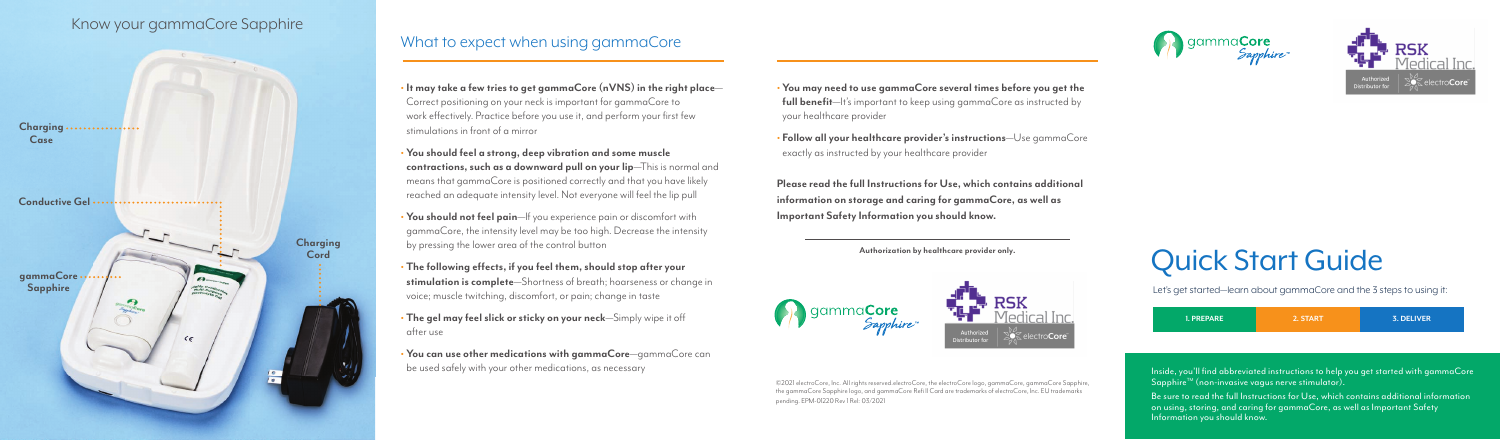## Know your gammaCore Sapphire

Charging Case

Conductive Gel

gammaCore Sapphire

Charging Cord

## What to expect when using gammaCore

- **It may take a few tries to get gammaCore (nVNS) in the right place**—Correct positioning on your neck is important for gammaCore to work effectively. Practice before you use it, and perform your first few stimulations in front of a mirror
- **You should feel a strong, deep vibration and some muscle contractions, such as a downward pull on your lip**—This is normal and means that gammaCore is positioned correctly and that you have likely reached an adequate intensity level. Not everyone will feel the lip pull
- **You should not feel pain**—If you experience pain or discomfort with gammaCore, the intensity level may be too high. Decrease the intensity by pressing the lower area of the control button
- **The following effects, if you feel them, should stop after your stimulation is complete**—Shortness of breath; hoarseness or change in voice; muscle twitching, discomfort, or pain; change in taste
- **The gel may feel slick or sticky on your neck**—Simply wipe it off after use
- **You can use other medications with gammaCore**—gammaCore can be used safely with your other medications, as necessary
- **You may need to use gammaCore several times before you get the full benefit**—It's important to keep using gammaCore as instructed by your healthcare provider
- **Follow all your healthcare provider's instructions**—Use gammaCore exactly as instructed by your healthcare provider

**Please read the full Instructions for Use, which contains additional information on storage and caring for gammaCore, as well as Important Safety Information you should know.**

**Authorization by healthcare provider only.**

gammaCore Sapphire

RSK Medical Inc. Authorized Distributor for electroCore

©2021 electroCore, Inc. All rights reserved.electroCore, the electroCore logo, gammaCore, gammaCore Sapphire, the gammaCore Sapphire logo, and gammaCore Refill Card are trademarks of electroCore, Inc. EU trademarks pending. EPM-01220 Rev1 Rel: 03/2021

gammaCore Sapphire

RSK Medical Inc. Authorized Distributor for electroCore

# Quick Start Guide

Let's get started—learn about gammaCore and the 3 steps to using it:

| 1. PREPARE | 2. START | 3. DELIVER |
|---|---|---|

Inside, you'll find abbreviated instructions to help you get started with gammaCore Sapphire™ (non-invasive vagus nerve stimulator).

Be sure to read the full Instructions for Use, which contains additional information on using, storing, and caring for gammaCore, as well as Important Safety Information you should know.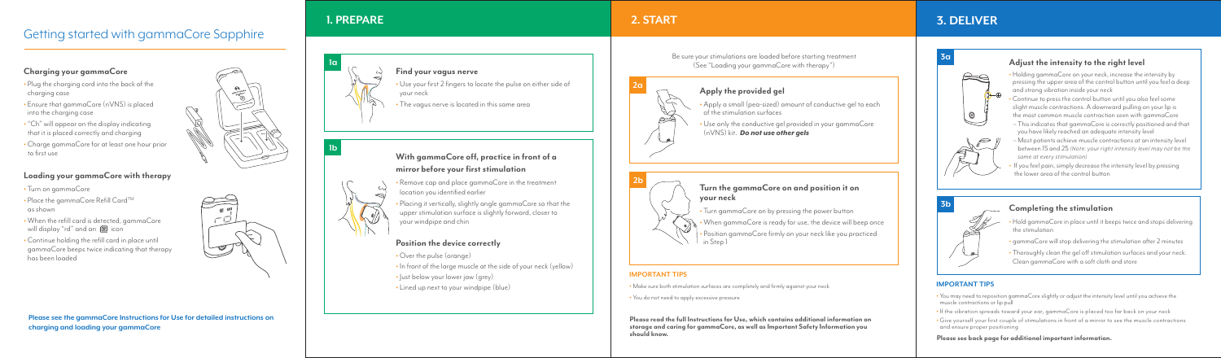# Getting started with gammaCore Sapphire

### Charging your gammaCore

- Plug the charging cord into the back of the charging case
- Ensure that gammaCore (nVNS) is placed into the charging case
- "Ch" will appear on the display indicating that it is placed correctly and charging
- Charge gammaCore for at least one hour prior to first use

### Loading your gammaCore with therapy

- Turn on gammaCore
- Place the gammaCore Refill Card™ as shown
- When the refill card is detected, gammaCore will display "rd" and an icon
- Continue holding the refill card in place until gammaCore beeps twice indicating that therapy has been loaded

**Please see the gammaCore Instructions for Use for detailed instructions on charging and loading your gammaCore**

## 1. PREPARE

### 1a

#### Find your vagus nerve

- Use your first 2 fingers to locate the pulse on either side of your neck
- The vagus nerve is located in this same area

### 1b

#### With gammaCore off, practice in front of a mirror before your first stimulation

- Remove cap and place gammaCore in the treatment location you identified earlier
- Placing it vertically, slightly angle gammaCore so that the upper stimulation surface is slightly forward, closer to your windpipe and chin

#### Position the device correctly

- Over the pulse (orange)
- In front of the large muscle at the side of your neck (yellow)
- Just below your lower jaw (grey)
- Lined up next to your windpipe (blue)

## 2. START

Be sure your stimulations are loaded before starting treatment (See "Loading your gammaCore with therapy")

### 2a

#### Apply the provided gel

- Apply a small (pea-sized) amount of conductive gel to each of the stimulation surfaces
- Use only the conductive gel provided in your gammaCore (nVNS) kit. ***Do not use other gels***

### 2b

#### Turn the gammaCore on and position it on your neck

- Turn gammaCore on by pressing the power button
- When gammaCore is ready for use, the device will beep once
- Position gammaCore firmly on your neck like you practiced in Step 1

#### IMPORTANT TIPS

- Make sure both stimulation surfaces are completely and firmly against your neck
- You do not need to apply excessive pressure

**Please read the full Instructions for Use, which contains additional information on storage and caring for gammaCore, as well as Important Safety Information you should know.**

## 3. DELIVER

### 3a

#### Adjust the intensity to the right level

- Holding gammaCore on your neck, increase the intensity by pressing the upper area of the control button until you feel a deep and strong vibration inside your neck
- Continue to press the control button until you also feel some slight muscle contractions. A downward pulling on your lip is the most common muscle contraction seen with gammaCore
  - This indicates that gammaCore is correctly positioned and that you have likely reached an adequate intensity level
  - Most patients achieve muscle contractions at an intensity level between 15 and 25 *(Note: your right intensity level may not be the same at every stimulation)*
- If you feel pain, simply decrease the intensity level by pressing the lower area of the control button

### 3b

#### Completing the stimulation

- Hold gammaCore in place until it beeps twice and stops delivering the stimulation
- gammaCore will stop delivering the stimulation after 2 minutes
- Thoroughly clean the gel off stimulation surfaces and your neck. Clean gammaCore with a soft cloth and store

#### IMPORTANT TIPS

- You may need to reposition gammaCore slightly or adjust the intensity level until you achieve the muscle contractions or lip pull
- If the vibration spreads toward your ear, gammaCore is placed too far back on your neck
- Give yourself your first couple of stimulations in front of a mirror to see the muscle contractions and ensure proper positioning

**Please see back page for additional important information.**